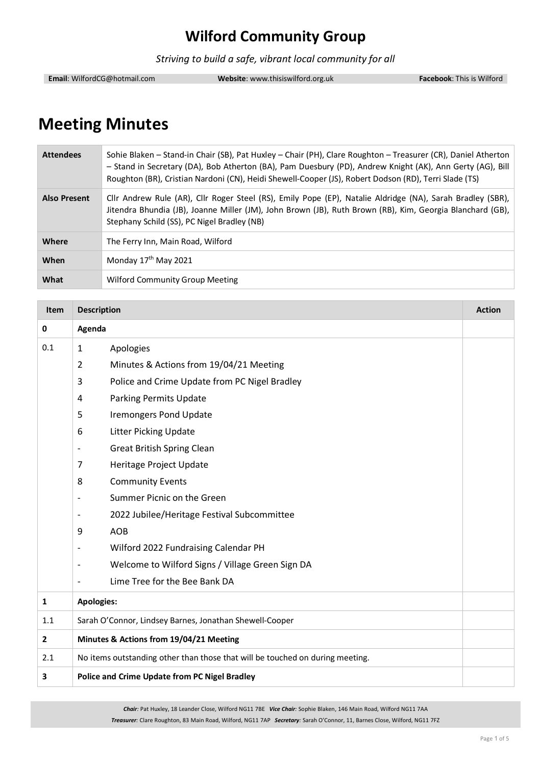# Wilford Community Group

*Striving to build a safe, vibrant local community for all*

**Email**: WilfordCG@hotmail.com **Website**: www.thisiswilford.org.uk **Facebook**: This is Wilford

# Meeting Minutes

| | |
|---|---|
| **Attendees** | Sohie Blaken – Stand-in Chair (SB), Pat Huxley – Chair (PH), Clare Roughton – Treasurer (CR), Daniel Atherton – Stand in Secretary (DA), Bob Atherton (BA), Pam Duesbury (PD), Andrew Knight (AK), Ann Gerty (AG), Bill Roughton (BR), Cristian Nardoni (CN), Heidi Shewell-Cooper (JS), Robert Dodson (RD), Terri Slade (TS) |
| **Also Present** | Cllr Andrew Rule (AR), Cllr Roger Steel (RS), Emily Pope (EP), Natalie Aldridge (NA), Sarah Bradley (SBR), Jitendra Bhundia (JB), Joanne Miller (JM), John Brown (JB), Ruth Brown (RB), Kim, Georgia Blanchard (GB), Stephany Schild (SS), PC Nigel Bradley (NB) |
| **Where** | The Ferry Inn, Main Road, Wilford |
| **When** | Monday 17th May 2021 |
| **What** | Wilford Community Group Meeting |

| Item | Description | Action |
|---|---|---|
| **0** | **Agenda** | |
| 0.1 | 1 Apologies<br>2 Minutes & Actions from 19/04/21 Meeting<br>3 Police and Crime Update from PC Nigel Bradley<br>4 Parking Permits Update<br>5 Iremongers Pond Update<br>6 Litter Picking Update<br>- Great British Spring Clean<br>7 Heritage Project Update<br>8 Community Events<br>- Summer Picnic on the Green<br>- 2022 Jubilee/Heritage Festival Subcommittee<br>9 AOB<br>- Wilford 2022 Fundraising Calendar PH<br>- Welcome to Wilford Signs / Village Green Sign DA<br>- Lime Tree for the Bee Bank DA | |
| **1** | **Apologies:** | |
| 1.1 | Sarah O'Connor, Lindsey Barnes, Jonathan Shewell-Cooper | |
| **2** | **Minutes & Actions from 19/04/21 Meeting** | |
| 2.1 | No items outstanding other than those that will be touched on during meeting. | |
| **3** | **Police and Crime Update from PC Nigel Bradley** | |

*Chair:* Pat Huxley, 18 Leander Close, Wilford NG11 7BE *Vice Chair:* Sophie Blaken, 146 Main Road, Wilford NG11 7AA
*Treasurer:* Clare Roughton, 83 Main Road, Wilford, NG11 7AP *Secretary:* Sarah O'Connor, 11, Barnes Close, Wilford, NG11 7FZ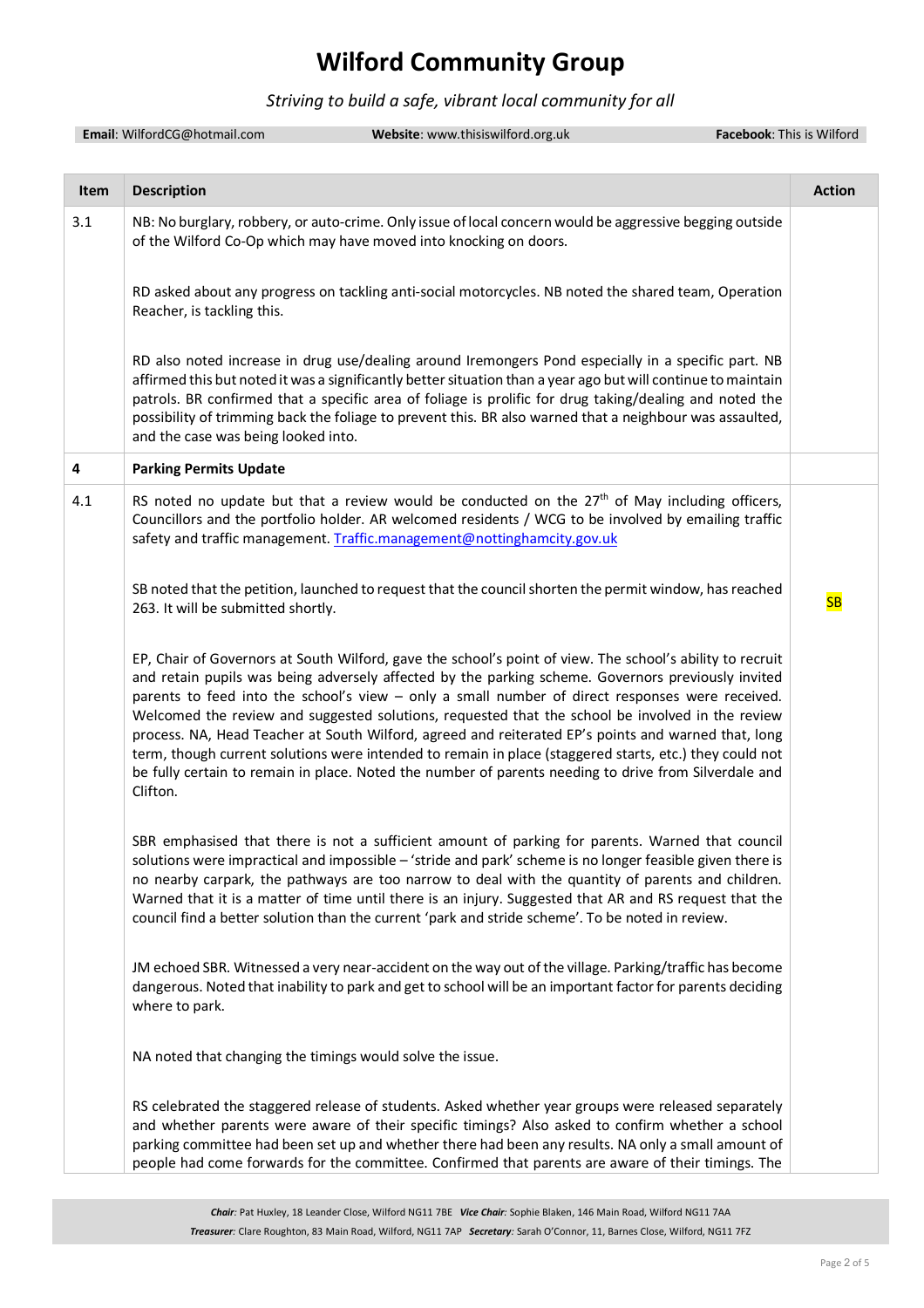# Wilford Community Group

*Striving to build a safe, vibrant local community for all*

**Email**: WilfordCG@hotmail.com **Website**: www.thisiswilford.org.uk **Facebook**: This is Wilford

| Item | Description | Action |
|---|---|---|
| 3.1 | NB: No burglary, robbery, or auto-crime. Only issue of local concern would be aggressive begging outside of the Wilford Co-Op which may have moved into knocking on doors.<br><br>RD asked about any progress on tackling anti-social motorcycles. NB noted the shared team, Operation Reacher, is tackling this.<br><br>RD also noted increase in drug use/dealing around Iremongers Pond especially in a specific part. NB affirmed this but noted it was a significantly better situation than a year ago but will continue to maintain patrols. BR confirmed that a specific area of foliage is prolific for drug taking/dealing and noted the possibility of trimming back the foliage to prevent this. BR also warned that a neighbour was assaulted, and the case was being looked into. | |
| **4** | **Parking Permits Update** | |
| 4.1 | RS noted no update but that a review would be conducted on the 27th of May including officers, Councillors and the portfolio holder. AR welcomed residents / WCG to be involved by emailing traffic safety and traffic management. Traffic.management@nottinghamcity.gov.uk<br><br>SB noted that the petition, launched to request that the council shorten the permit window, has reached 263. It will be submitted shortly.<br><br>EP, Chair of Governors at South Wilford, gave the school's point of view. The school's ability to recruit and retain pupils was being adversely affected by the parking scheme. Governors previously invited parents to feed into the school's view – only a small number of direct responses were received. Welcomed the review and suggested solutions, requested that the school be involved in the review process. NA, Head Teacher at South Wilford, agreed and reiterated EP's points and warned that, long term, though current solutions were intended to remain in place (staggered starts, etc.) they could not be fully certain to remain in place. Noted the number of parents needing to drive from Silverdale and Clifton.<br><br>SBR emphasised that there is not a sufficient amount of parking for parents. Warned that council solutions were impractical and impossible – 'stride and park' scheme is no longer feasible given there is no nearby carpark, the pathways are too narrow to deal with the quantity of parents and children. Warned that it is a matter of time until there is an injury. Suggested that AR and RS request that the council find a better solution than the current 'park and stride scheme'. To be noted in review.<br><br>JM echoed SBR. Witnessed a very near-accident on the way out of the village. Parking/traffic has become dangerous. Noted that inability to park and get to school will be an important factor for parents deciding where to park.<br><br>NA noted that changing the timings would solve the issue.<br><br>RS celebrated the staggered release of students. Asked whether year groups were released separately and whether parents were aware of their specific timings? Also asked to confirm whether a school parking committee had been set up and whether there had been any results. NA only a small amount of people had come forwards for the committee. Confirmed that parents are aware of their timings. The | SB |

*Chair:* Pat Huxley, 18 Leander Close, Wilford NG11 7BE *Vice Chair:* Sophie Blaken, 146 Main Road, Wilford NG11 7AA
*Treasurer:* Clare Roughton, 83 Main Road, Wilford, NG11 7AP *Secretary:* Sarah O'Connor, 11, Barnes Close, Wilford, NG11 7FZ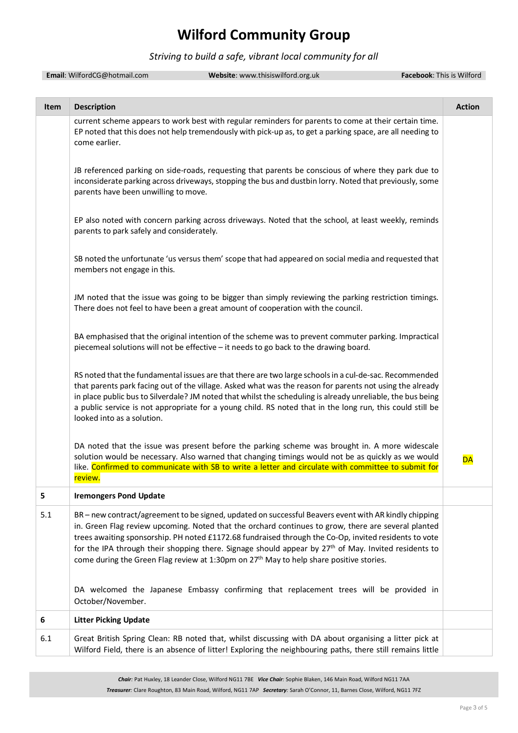# Wilford Community Group

*Striving to build a safe, vibrant local community for all*

**Email**: WilfordCG@hotmail.com **Website**: www.thisiswilford.org.uk **Facebook**: This is Wilford

| Item | Description | Action |
|---|---|---|
| | current scheme appears to work best with regular reminders for parents to come at their certain time. EP noted that this does not help tremendously with pick-up as, to get a parking space, are all needing to come earlier.<br><br>JB referenced parking on side-roads, requesting that parents be conscious of where they park due to inconsiderate parking across driveways, stopping the bus and dustbin lorry. Noted that previously, some parents have been unwilling to move.<br><br>EP also noted with concern parking across driveways. Noted that the school, at least weekly, reminds parents to park safely and considerately.<br><br>SB noted the unfortunate 'us versus them' scope that had appeared on social media and requested that members not engage in this.<br><br>JM noted that the issue was going to be bigger than simply reviewing the parking restriction timings. There does not feel to have been a great amount of cooperation with the council.<br><br>BA emphasised that the original intention of the scheme was to prevent commuter parking. Impractical piecemeal solutions will not be effective – it needs to go back to the drawing board.<br><br>RS noted that the fundamental issues are that there are two large schools in a cul-de-sac. Recommended that parents park facing out of the village. Asked what was the reason for parents not using the already in place public bus to Silverdale? JM noted that whilst the scheduling is already unreliable, the bus being a public service is not appropriate for a young child. RS noted that in the long run, this could still be looked into as a solution.<br><br>DA noted that the issue was present before the parking scheme was brought in. A more widescale solution would be necessary. Also warned that changing timings would not be as quickly as we would like. Confirmed to communicate with SB to write a letter and circulate with committee to submit for review. | DA |
| **5** | **Iremongers Pond Update** | |
| 5.1 | BR – new contract/agreement to be signed, updated on successful Beavers event with AR kindly chipping in. Green Flag review upcoming. Noted that the orchard continues to grow, there are several planted trees awaiting sponsorship. PH noted £1172.68 fundraised through the Co-Op, invited residents to vote for the IPA through their shopping there. Signage should appear by 27th of May. Invited residents to come during the Green Flag review at 1:30pm on 27th May to help share positive stories.<br><br>DA welcomed the Japanese Embassy confirming that replacement trees will be provided in October/November. | |
| **6** | **Litter Picking Update** | |
| 6.1 | Great British Spring Clean: RB noted that, whilst discussing with DA about organising a litter pick at Wilford Field, there is an absence of litter! Exploring the neighbouring paths, there still remains little | |

*Chair:* Pat Huxley, 18 Leander Close, Wilford NG11 7BE *Vice Chair:* Sophie Blaken, 146 Main Road, Wilford NG11 7AA
*Treasurer:* Clare Roughton, 83 Main Road, Wilford, NG11 7AP *Secretary:* Sarah O'Connor, 11, Barnes Close, Wilford, NG11 7FZ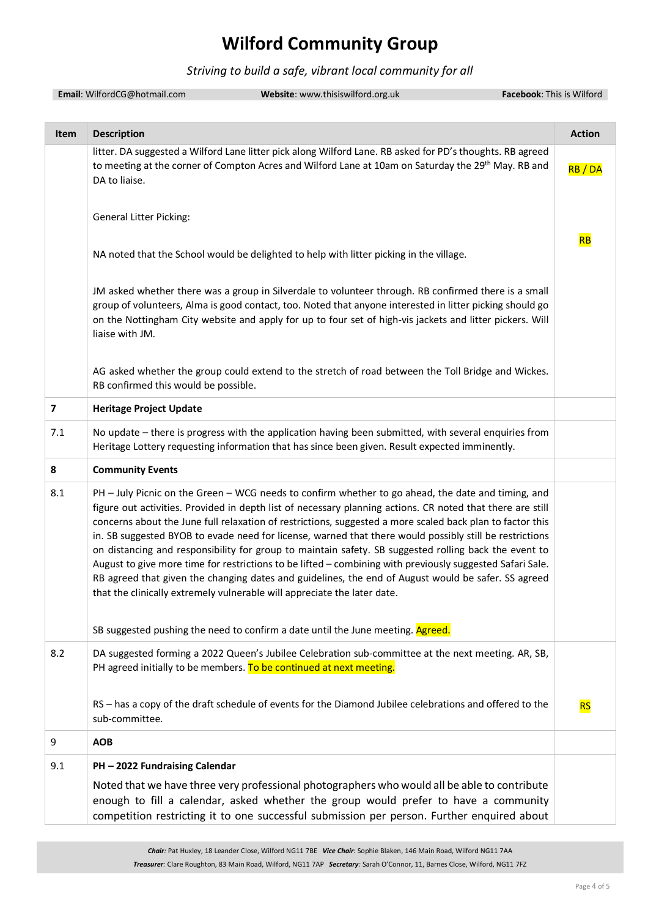# Wilford Community Group

*Striving to build a safe, vibrant local community for all*

**Email**: WilfordCG@hotmail.com **Website**: www.thisiswilford.org.uk **Facebook**: This is Wilford

| Item | Description | Action |
|---|---|---|
| | litter. DA suggested a Wilford Lane litter pick along Wilford Lane. RB asked for PD's thoughts. RB agreed to meeting at the corner of Compton Acres and Wilford Lane at 10am on Saturday the 29th May. RB and DA to liaise. | RB / DA |
| | General Litter Picking:<br><br>NA noted that the School would be delighted to help with litter picking in the village.<br><br>JM asked whether there was a group in Silverdale to volunteer through. RB confirmed there is a small group of volunteers, Alma is good contact, too. Noted that anyone interested in litter picking should go on the Nottingham City website and apply for up to four set of high-vis jackets and litter pickers. Will liaise with JM.<br><br>AG asked whether the group could extend to the stretch of road between the Toll Bridge and Wickes. RB confirmed this would be possible. | RB |
| **7** | **Heritage Project Update** | |
| 7.1 | No update – there is progress with the application having been submitted, with several enquiries from Heritage Lottery requesting information that has since been given. Result expected imminently. | |
| **8** | **Community Events** | |
| 8.1 | PH – July Picnic on the Green – WCG needs to confirm whether to go ahead, the date and timing, and figure out activities. Provided in depth list of necessary planning actions. CR noted that there are still concerns about the June full relaxation of restrictions, suggested a more scaled back plan to factor this in. SB suggested BYOB to evade need for license, warned that there would possibly still be restrictions on distancing and responsibility for group to maintain safety. SB suggested rolling back the event to August to give more time for restrictions to be lifted – combining with previously suggested Safari Sale. RB agreed that given the changing dates and guidelines, the end of August would be safer. SS agreed that the clinically extremely vulnerable will appreciate the later date.<br><br>SB suggested pushing the need to confirm a date until the June meeting. Agreed. | |
| 8.2 | DA suggested forming a 2022 Queen's Jubilee Celebration sub-committee at the next meeting. AR, SB, PH agreed initially to be members. To be continued at next meeting.<br><br>RS – has a copy of the draft schedule of events for the Diamond Jubilee celebrations and offered to the sub-committee. | RS |
| 9 | **AOB** | |
| 9.1 | **PH – 2022 Fundraising Calendar**<br><br>Noted that we have three very professional photographers who would all be able to contribute enough to fill a calendar, asked whether the group would prefer to have a community competition restricting it to one successful submission per person. Further enquired about | |

*Chair:* Pat Huxley, 18 Leander Close, Wilford NG11 7BE *Vice Chair:* Sophie Blaken, 146 Main Road, Wilford NG11 7AA
*Treasurer:* Clare Roughton, 83 Main Road, Wilford, NG11 7AP *Secretary:* Sarah O'Connor, 11, Barnes Close, Wilford, NG11 7FZ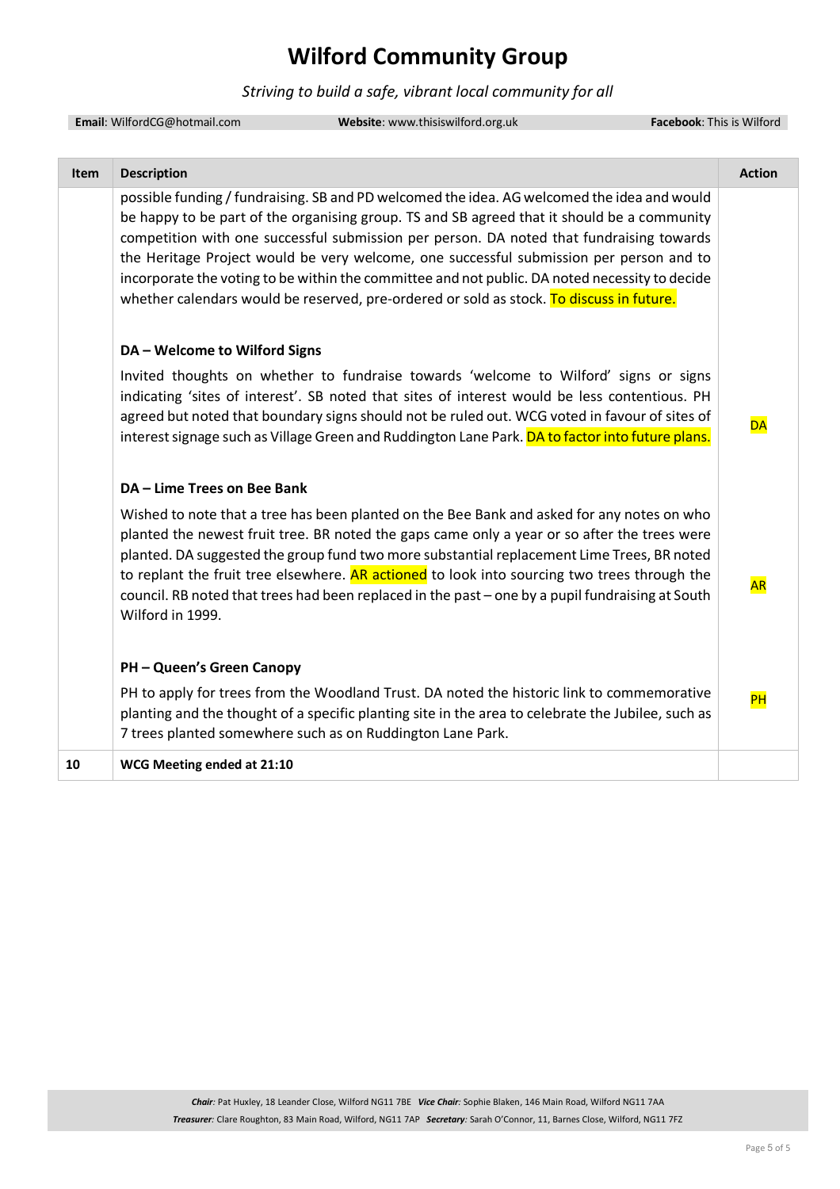# Wilford Community Group

*Striving to build a safe, vibrant local community for all*

**Email**: WilfordCG@hotmail.com **Website**: www.thisiswilford.org.uk **Facebook**: This is Wilford

| Item | Description | Action |
|---|---|---|
| | possible funding / fundraising. SB and PD welcomed the idea. AG welcomed the idea and would be happy to be part of the organising group. TS and SB agreed that it should be a community competition with one successful submission per person. DA noted that fundraising towards the Heritage Project would be very welcome, one successful submission per person and to incorporate the voting to be within the committee and not public. DA noted necessity to decide whether calendars would be reserved, pre-ordered or sold as stock. To discuss in future. | |
| | **DA – Welcome to Wilford Signs**<br>Invited thoughts on whether to fundraise towards 'welcome to Wilford' signs or signs indicating 'sites of interest'. SB noted that sites of interest would be less contentious. PH agreed but noted that boundary signs should not be ruled out. WCG voted in favour of sites of interest signage such as Village Green and Ruddington Lane Park. DA to factor into future plans. | DA |
| | **DA – Lime Trees on Bee Bank**<br>Wished to note that a tree has been planted on the Bee Bank and asked for any notes on who planted the newest fruit tree. BR noted the gaps came only a year or so after the trees were planted. DA suggested the group fund two more substantial replacement Lime Trees, BR noted to replant the fruit tree elsewhere. AR actioned to look into sourcing two trees through the council. RB noted that trees had been replaced in the past – one by a pupil fundraising at South Wilford in 1999. | AR |
| | **PH – Queen's Green Canopy**<br>PH to apply for trees from the Woodland Trust. DA noted the historic link to commemorative planting and the thought of a specific planting site in the area to celebrate the Jubilee, such as 7 trees planted somewhere such as on Ruddington Lane Park. | PH |
| 10 | **WCG Meeting ended at 21:10** | |

***Chair:*** Pat Huxley, 18 Leander Close, Wilford NG11 7BE ***Vice Chair:*** Sophie Blaken, 146 Main Road, Wilford NG11 7AA
***Treasurer:*** Clare Roughton, 83 Main Road, Wilford, NG11 7AP ***Secretary:*** Sarah O'Connor, 11, Barnes Close, Wilford, NG11 7FZ